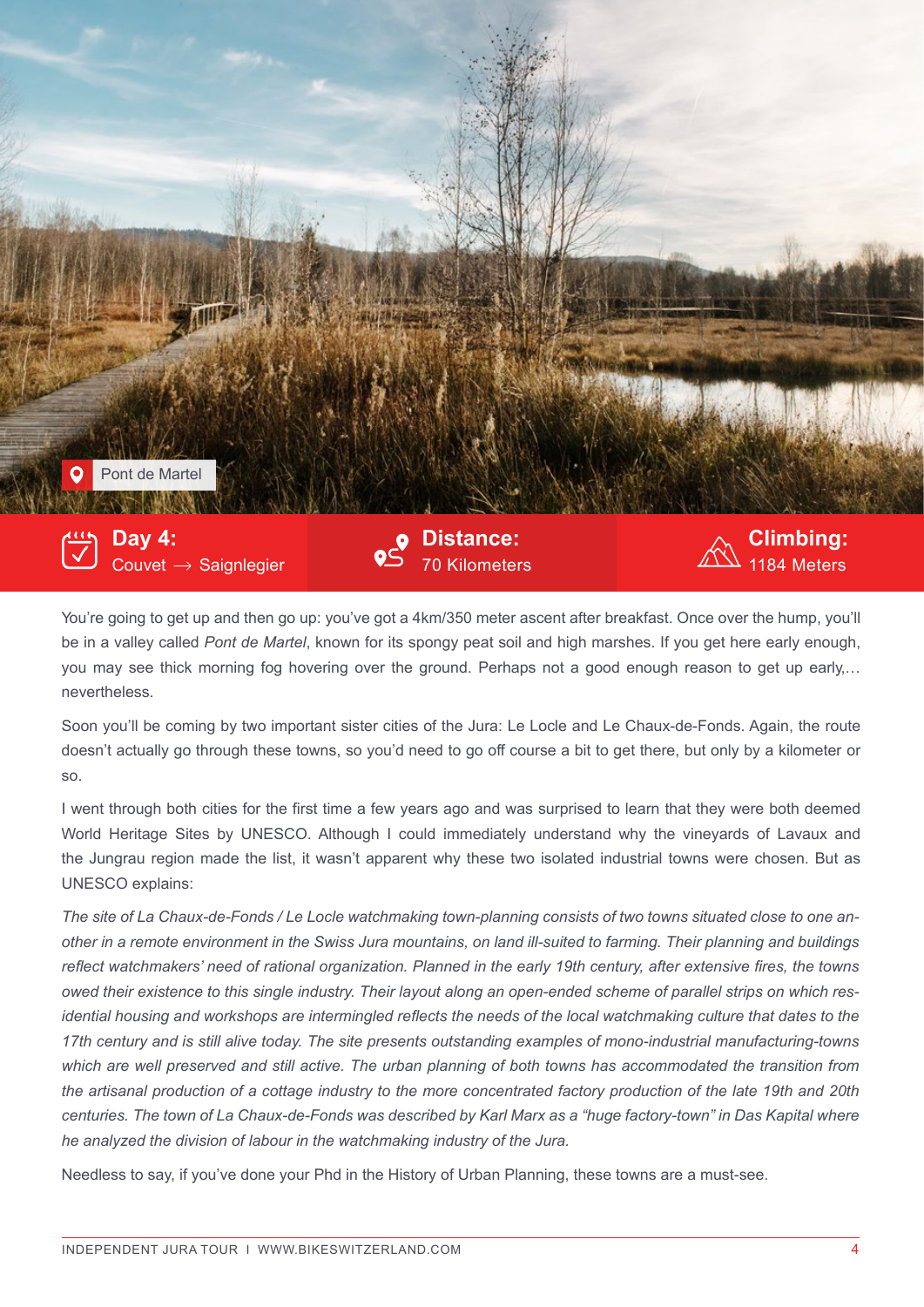Pont de Martel

**Day 4:** Couvet → Saignlegier

**Distance:** 70 Kilometers

**Climbing:** 1184 Meters

You're going to get up and then go up: you've got a 4km/350 meter ascent after breakfast. Once over the hump, you'll be in a valley called *Pont de Martel*, known for its spongy peat soil and high marshes. If you get here early enough, you may see thick morning fog hovering over the ground. Perhaps not a good enough reason to get up early,… nevertheless.

Soon you'll be coming by two important sister cities of the Jura: Le Locle and Le Chaux-de-Fonds. Again, the route doesn't actually go through these towns, so you'd need to go off course a bit to get there, but only by a kilometer or so.

I went through both cities for the first time a few years ago and was surprised to learn that they were both deemed World Heritage Sites by UNESCO. Although I could immediately understand why the vineyards of Lavaux and the Jungrau region made the list, it wasn't apparent why these two isolated industrial towns were chosen. But as UNESCO explains:

*The site of La Chaux-de-Fonds / Le Locle watchmaking town-planning consists of two towns situated close to one another in a remote environment in the Swiss Jura mountains, on land ill-suited to farming. Their planning and buildings reflect watchmakers' need of rational organization. Planned in the early 19th century, after extensive fires, the towns owed their existence to this single industry. Their layout along an open-ended scheme of parallel strips on which residential housing and workshops are intermingled reflects the needs of the local watchmaking culture that dates to the 17th century and is still alive today. The site presents outstanding examples of mono-industrial manufacturing-towns which are well preserved and still active. The urban planning of both towns has accommodated the transition from the artisanal production of a cottage industry to the more concentrated factory production of the late 19th and 20th centuries. The town of La Chaux-de-Fonds was described by Karl Marx as a "huge factory-town" in Das Kapital where he analyzed the division of labour in the watchmaking industry of the Jura.*

Needless to say, if you've done your Phd in the History of Urban Planning, these towns are a must-see.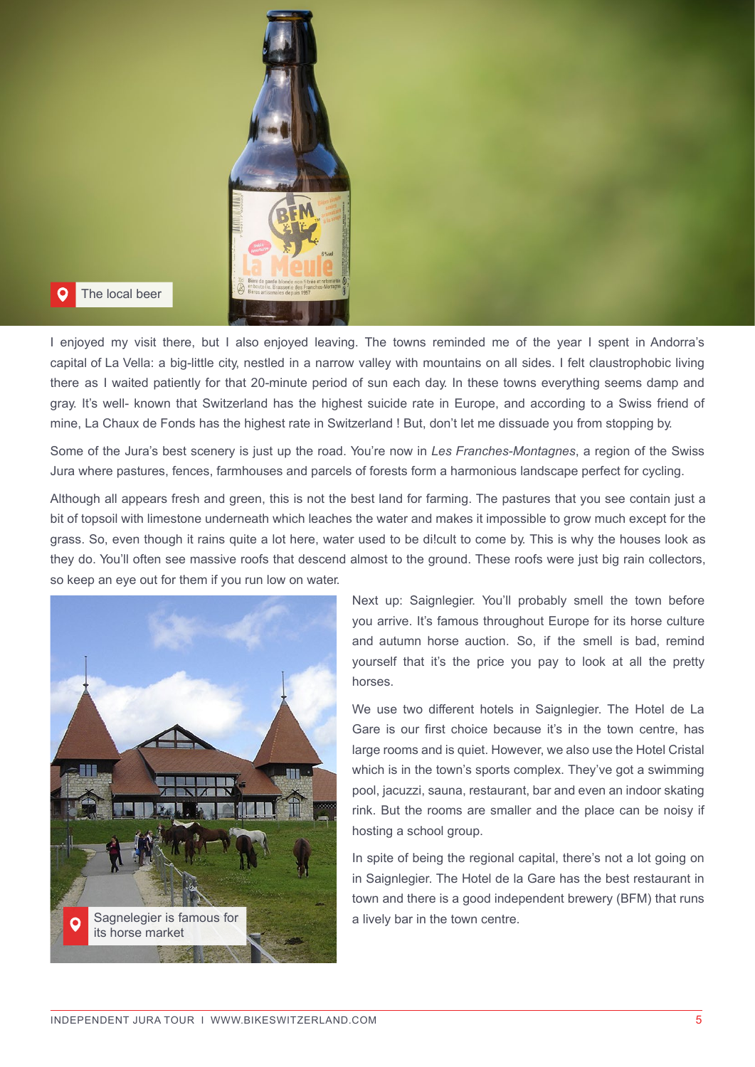The local beer

I enjoyed my visit there, but I also enjoyed leaving. The towns reminded me of the year I spent in Andorra's capital of La Vella: a big-little city, nestled in a narrow valley with mountains on all sides. I felt claustrophobic living there as I waited patiently for that 20-minute period of sun each day. In these towns everything seems damp and gray. It's well- known that Switzerland has the highest suicide rate in Europe, and according to a Swiss friend of mine, La Chaux de Fonds has the highest rate in Switzerland ! But, don't let me dissuade you from stopping by.

Some of the Jura's best scenery is just up the road. You're now in *Les Franches-Montagnes*, a region of the Swiss Jura where pastures, fences, farmhouses and parcels of forests form a harmonious landscape perfect for cycling.

Although all appears fresh and green, this is not the best land for farming. The pastures that you see contain just a bit of topsoil with limestone underneath which leaches the water and makes it impossible to grow much except for the grass. So, even though it rains quite a lot here, water used to be di!cult to come by. This is why the houses look as they do. You'll often see massive roofs that descend almost to the ground. These roofs were just big rain collectors, so keep an eye out for them if you run low on water.

Sagnelegier is famous for its horse market

Next up: Saignlegier. You'll probably smell the town before you arrive. It's famous throughout Europe for its horse culture and autumn horse auction. So, if the smell is bad, remind yourself that it's the price you pay to look at all the pretty horses.

We use two different hotels in Saignlegier. The Hotel de La Gare is our first choice because it's in the town centre, has large rooms and is quiet. However, we also use the Hotel Cristal which is in the town's sports complex. They've got a swimming pool, jacuzzi, sauna, restaurant, bar and even an indoor skating rink. But the rooms are smaller and the place can be noisy if hosting a school group.

In spite of being the regional capital, there's not a lot going on in Saignlegier. The Hotel de la Gare has the best restaurant in town and there is a good independent brewery (BFM) that runs a lively bar in the town centre.